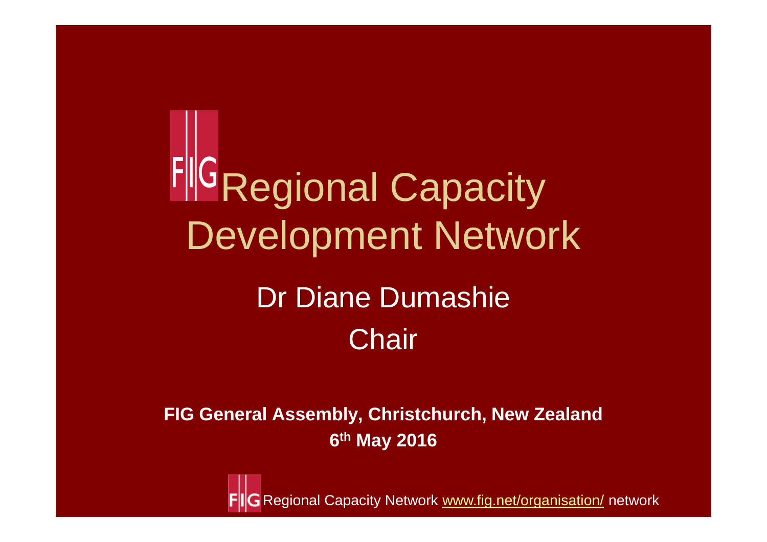# FIG Regional Capacity Development Network

## Dr Diane Dumashie

## Chair

**FIG General Assembly, Christchurch, New Zealand**

**6th May 2016**

FIG Regional Capacity Network www.fig.net/organisation/ network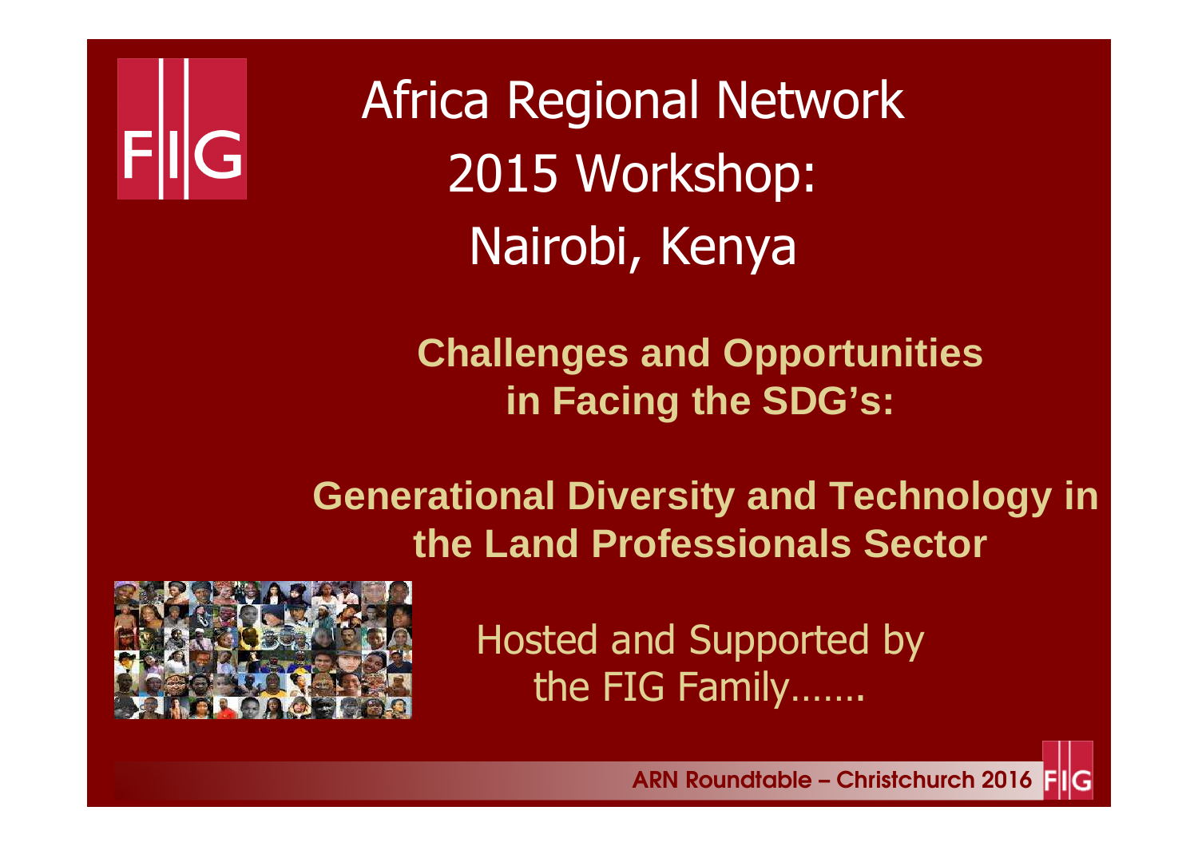# Africa Regional Network 2015 Workshop: Nairobi, Kenya

## Challenges and Opportunities in Facing the SDG's:

## Generational Diversity and Technology in the Land Professionals Sector

Hosted and Supported by the FIG Family…….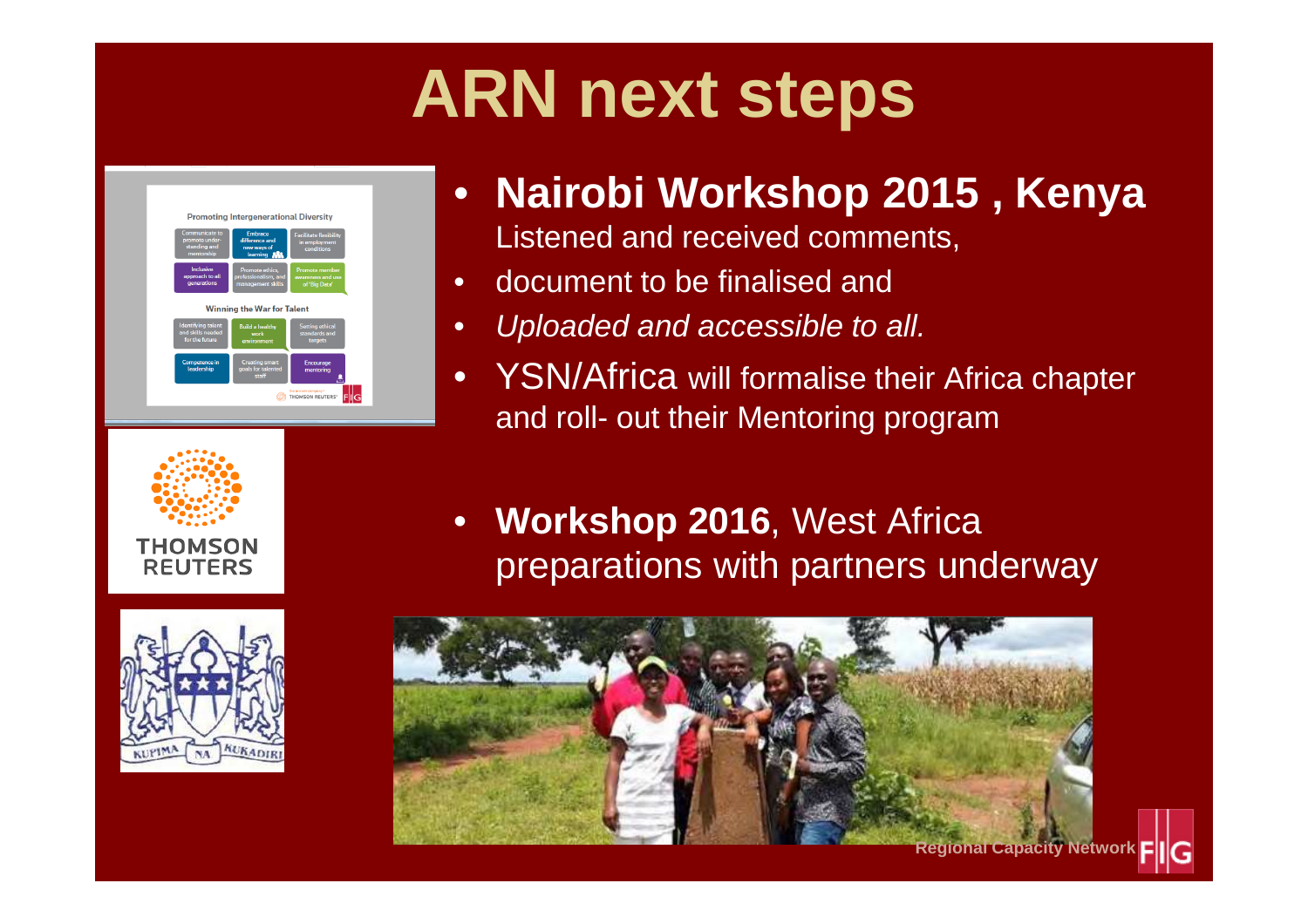# ARN next steps

- **Nairobi Workshop 2015 , Kenya**
  Listened and received comments,
- document to be finalised and
- *Uploaded and accessible to all.*
- YSN/Africa will formalise their Africa chapter and roll- out their Mentoring program

- **Workshop 2016**, West Africa preparations with partners underway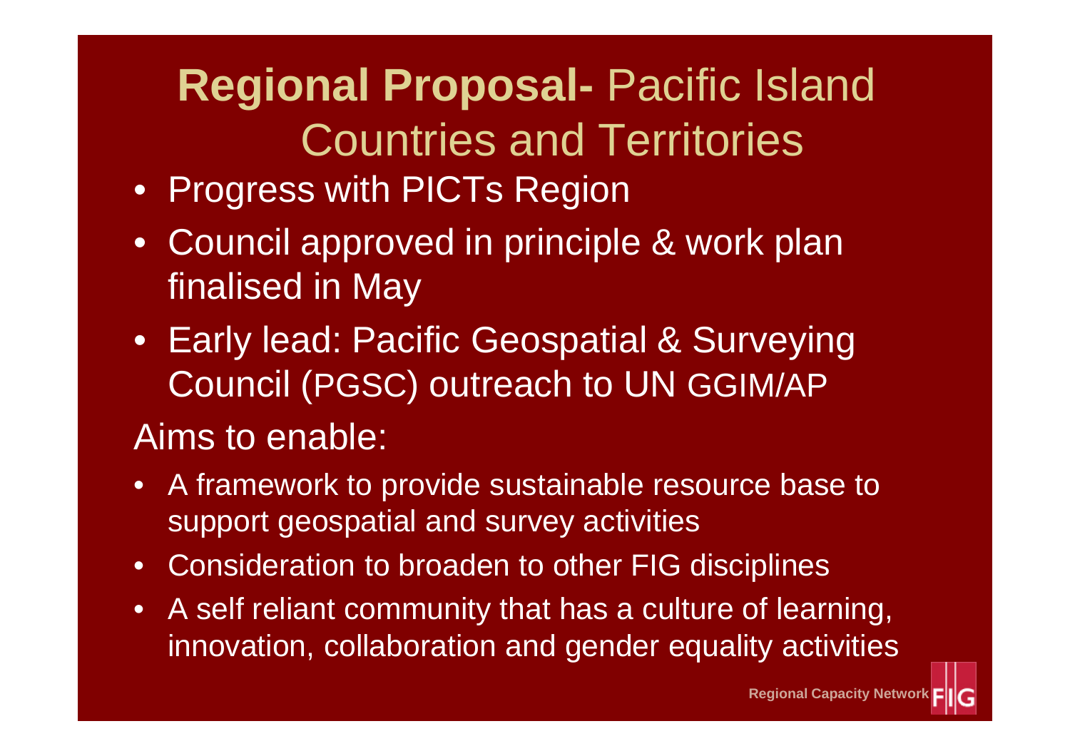# **Regional Proposal-** Pacific Island Countries and Territories

- Progress with PICTs Region
- Council approved in principle & work plan finalised in May
- Early lead: Pacific Geospatial & Surveying Council (PGSC) outreach to UN GGIM/AP

Aims to enable:

- A framework to provide sustainable resource base to support geospatial and survey activities
- Consideration to broaden to other FIG disciplines
- A self reliant community that has a culture of learning, innovation, collaboration and gender equality activities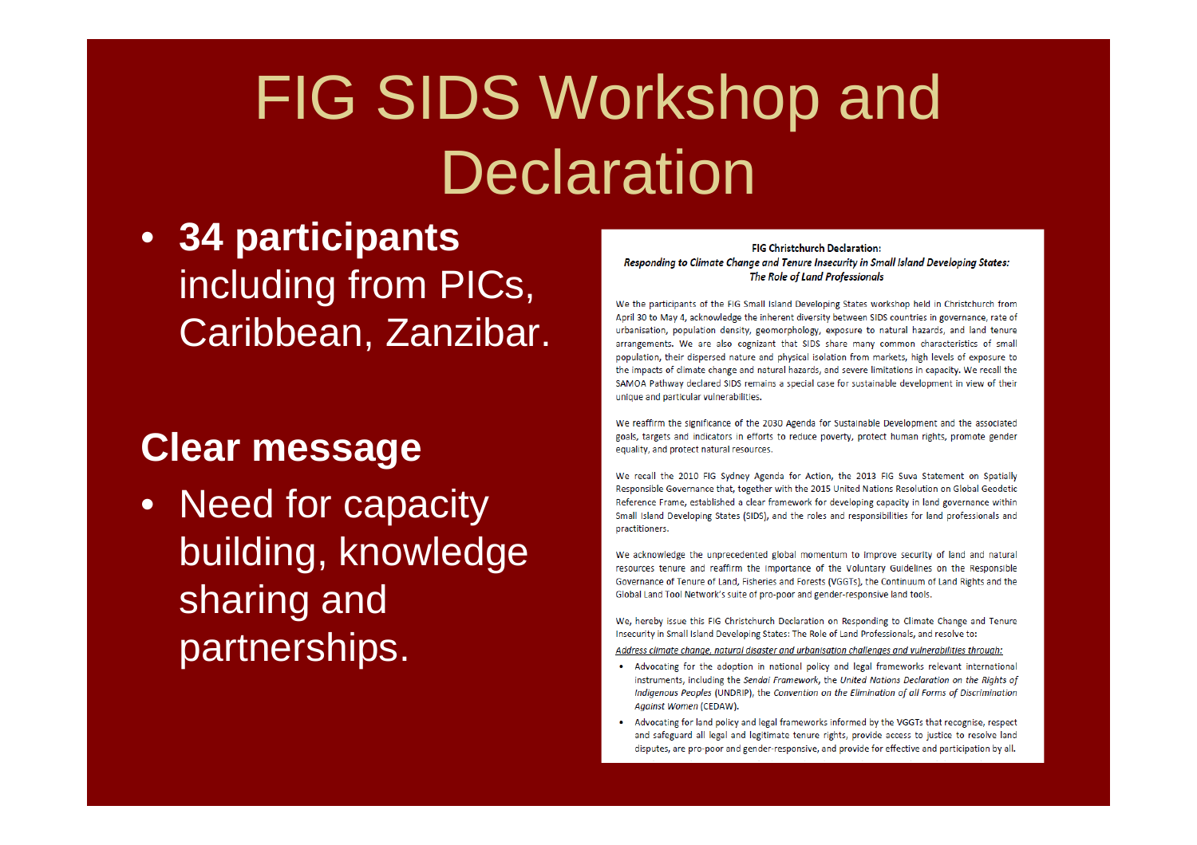# FIG SIDS Workshop and Declaration

- **34 participants** including from PICs, Caribbean, Zanzibar.

**Clear message**

- Need for capacity building, knowledge sharing and partnerships.

**FIG Christchurch Declaration:**
***Responding to Climate Change and Tenure Insecurity in Small Island Developing States: The Role of Land Professionals***

We the participants of the FIG Small Island Developing States workshop held in Christchurch from April 30 to May 4, acknowledge the inherent diversity between SIDS countries in governance, rate of urbanisation, population density, geomorphology, exposure to natural hazards, and land tenure arrangements. We are also cognizant that SIDS share many common characteristics of small population, their dispersed nature and physical isolation from markets, high levels of exposure to the impacts of climate change and natural hazards, and severe limitations in capacity. We recall the SAMOA Pathway declared SIDS remains a special case for sustainable development in view of their unique and particular vulnerabilities.

We reaffirm the significance of the 2030 Agenda for Sustainable Development and the associated goals, targets and indicators in efforts to reduce poverty, protect human rights, promote gender equality, and protect natural resources.

We recall the 2010 FIG Sydney Agenda for Action, the 2013 FIG Suva Statement on Spatially Responsible Governance that, together with the 2015 United Nations Resolution on Global Geodetic Reference Frame, established a clear framework for developing capacity in land governance within Small Island Developing States (SIDS), and the roles and responsibilities for land professionals and practitioners.

We acknowledge the unprecedented global momentum to improve security of land and natural resources tenure and reaffirm the importance of the Voluntary Guidelines on the Responsible Governance of Tenure of Land, Fisheries and Forests (VGGTs), the Continuum of Land Rights and the Global Land Tool Network's suite of pro-poor and gender-responsive land tools.

We, hereby issue this FIG Christchurch Declaration on Responding to Climate Change and Tenure Insecurity in Small Island Developing States: The Role of Land Professionals, and resolve to:

*Address climate change, natural disaster and urbanisation challenges and vulnerabilities through:*

- Advocating for the adoption in national policy and legal frameworks relevant international instruments, including the *Sendai Framework*, the *United Nations Declaration on the Rights of Indigenous Peoples* (UNDRIP), the *Convention on the Elimination of all Forms of Discrimination Against Women* (CEDAW).
- Advocating for land policy and legal frameworks informed by the VGGTs that recognise, respect and safeguard all legal and legitimate tenure rights, provide access to justice to resolve land disputes, are pro-poor and gender-responsive, and provide for effective and participation by all.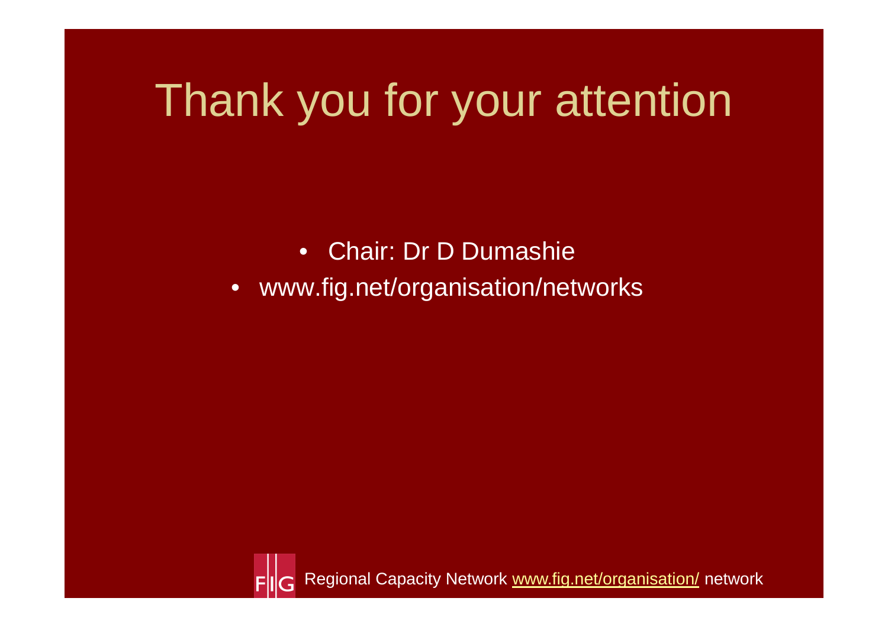# Thank you for your attention

- Chair: Dr D Dumashie
- www.fig.net/organisation/networks

Regional Capacity Network www.fig.net/organisation/ network